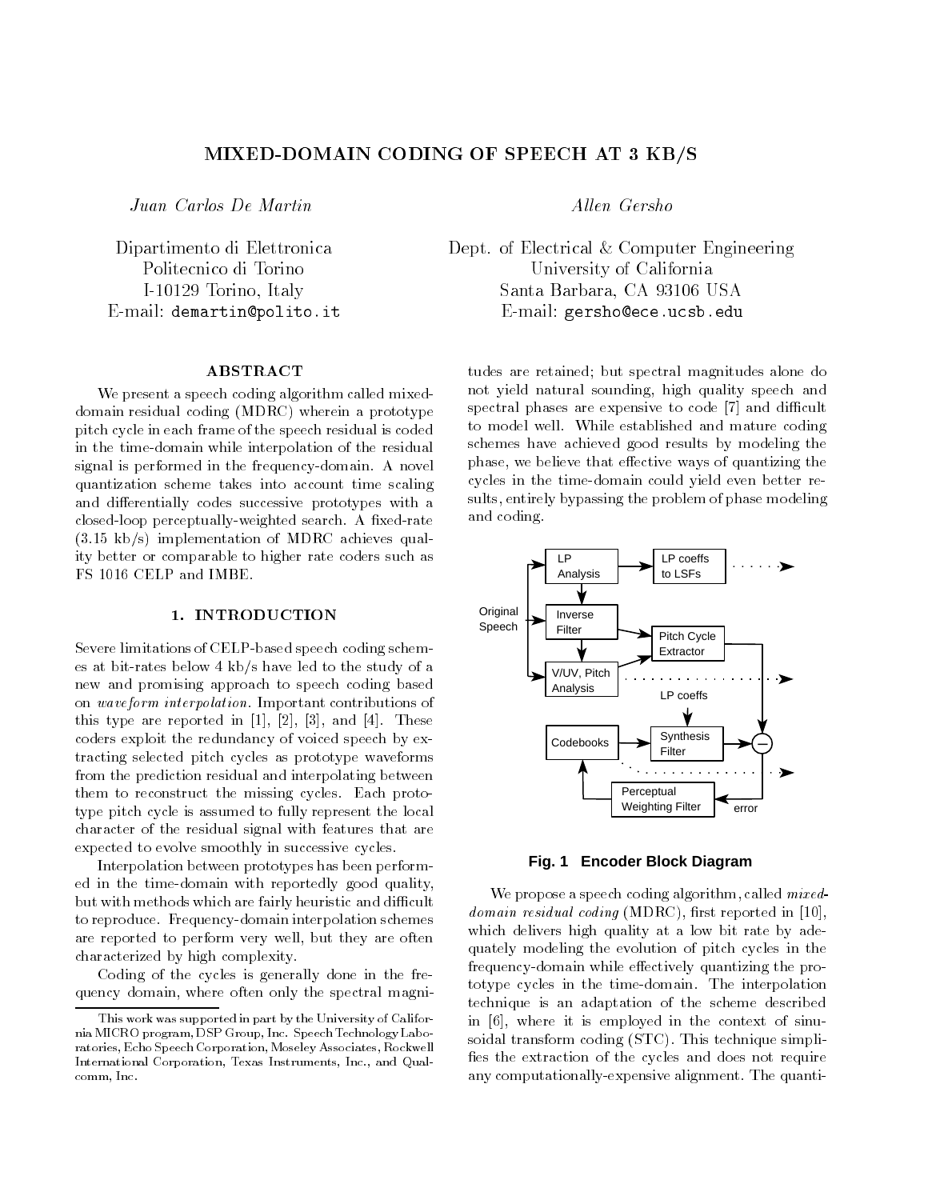# MIXED-DOMAIN CODING OF SPEECH AT 3 KB/S

*Juan Carlos De Martin*

Dipartimento di Elettronica
Politecnico di Torino
I-10129 Torino, Italy
E-mail: demartin@polito.it

*Allen Gersho*

Dept. of Electrical & Computer Engineering
University of California
Santa Barbara, CA 93106 USA
E-mail: gersho@ece.ucsb.edu

## ABSTRACT

We present a speech coding algorithm called mixed-domain residual coding (MDRC) wherein a prototype pitch cycle in each frame of the speech residual is coded in the time-domain while interpolation of the residual signal is performed in the frequency-domain. A novel quantization scheme takes into account time scaling and differentially codes successive prototypes with a closed-loop perceptually-weighted search. A fixed-rate (3.15 kb/s) implementation of MDRC achieves quality better or comparable to higher rate coders such as FS 1016 CELP and IMBE.

## 1. INTRODUCTION

Severe limitations of CELP-based speech coding schemes at bit-rates below 4 kb/s have led to the study of a new and promising approach to speech coding based on *waveform interpolation*. Important contributions of this type are reported in [1], [2], [3], and [4]. These coders exploit the redundancy of voiced speech by extracting selected pitch cycles as prototype waveforms from the prediction residual and interpolating between them to reconstruct the missing cycles. Each prototype pitch cycle is assumed to fully represent the local character of the residual signal with features that are expected to evolve smoothly in successive cycles.

Interpolation between prototypes has been performed in the time-domain with reportedly good quality, but with methods which are fairly heuristic and difficult to reproduce. Frequency-domain interpolation schemes are reported to perform very well, but they are often characterized by high complexity.

Coding of the cycles is generally done in the frequency domain, where often only the spectral magnitudes are retained; but spectral magnitudes alone do not yield natural sounding, high quality speech and spectral phases are expensive to code [7] and difficult to model well. While established and mature coding schemes have achieved good results by modeling the phase, we believe that effective ways of quantizing the cycles in the time-domain could yield even better results, entirely bypassing the problem of phase modeling and coding.

**Fig. 1 Encoder Block Diagram**

We propose a speech coding algorithm, called *mixed-domain residual coding* (MDRC), first reported in [10], which delivers high quality at a low bit rate by adequately modeling the evolution of pitch cycles in the frequency-domain while effectively quantizing the prototype cycles in the time-domain. The interpolation technique is an adaptation of the scheme described in [6], where it is employed in the context of sinusoidal transform coding (STC). This technique simplifies the extraction of the cycles and does not require any computationally-expensive alignment. The quanti-

This work was supported in part by the University of California MICRO program, DSP Group, Inc. Speech Technology Laboratories, Echo Speech Corporation, Moseley Associates, Rockwell International Corporation, Texas Instruments, Inc., and Qualcomm, Inc.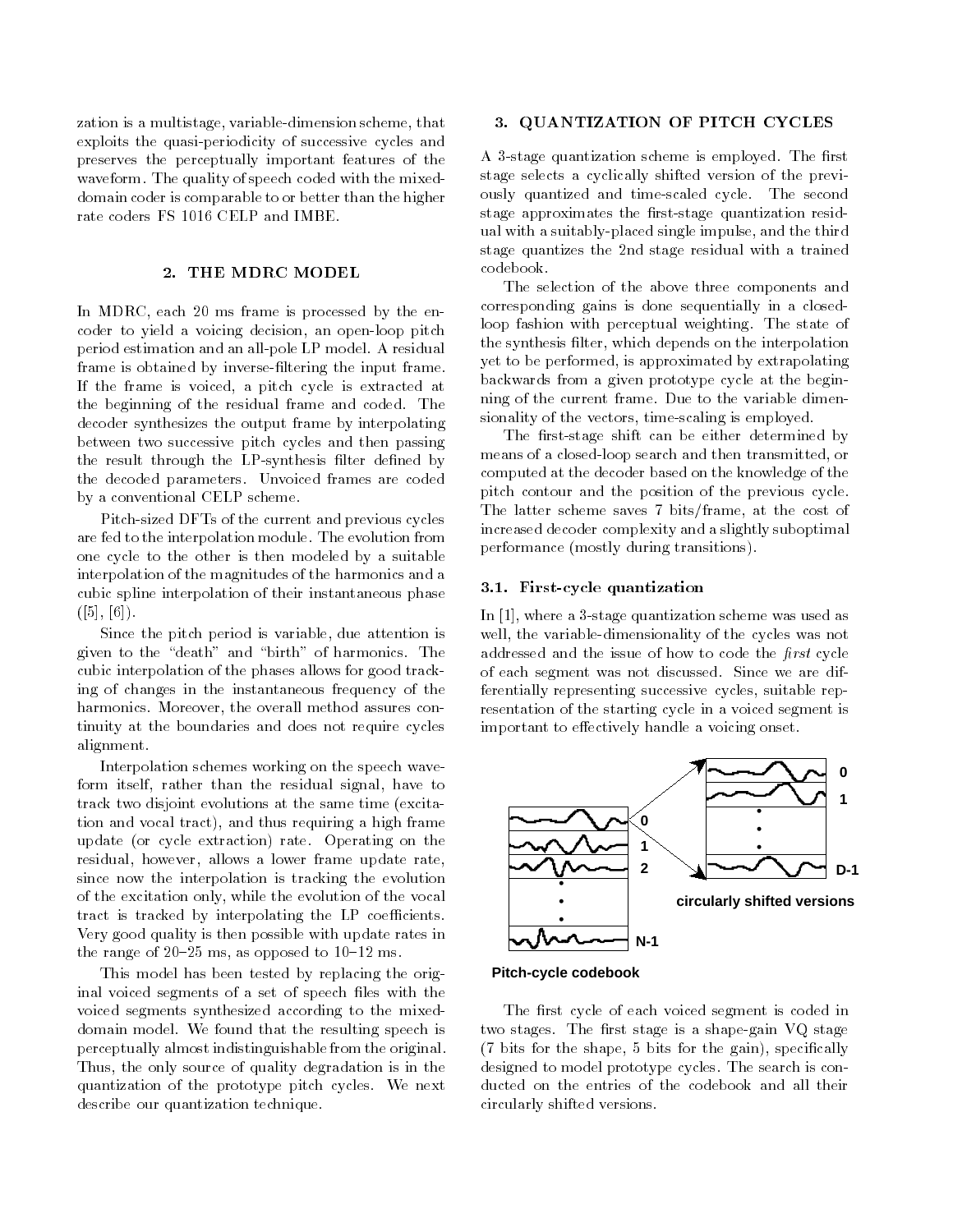zation is a multistage, variable-dimension scheme, that exploits the quasi-periodicity of successive cycles and preserves the perceptually important features of the waveform. The quality of speech coded with the mixed-domain coder is comparable to or better than the higher rate coders FS 1016 CELP and IMBE.

## 2. THE MDRC MODEL

In MDRC, each 20 ms frame is processed by the encoder to yield a voicing decision, an open-loop pitch period estimation and an all-pole LP model. A residual frame is obtained by inverse-filtering the input frame. If the frame is voiced, a pitch cycle is extracted at the beginning of the residual frame and coded. The decoder synthesizes the output frame by interpolating between two successive pitch cycles and then passing the result through the LP-synthesis filter defined by the decoded parameters. Unvoiced frames are coded by a conventional CELP scheme.

Pitch-sized DFTs of the current and previous cycles are fed to the interpolation module. The evolution from one cycle to the other is then modeled by a suitable interpolation of the magnitudes of the harmonics and a cubic spline interpolation of their instantaneous phase ([5], [6]).

Since the pitch period is variable, due attention is given to the "death" and "birth" of harmonics. The cubic interpolation of the phases allows for good tracking of changes in the instantaneous frequency of the harmonics. Moreover, the overall method assures continuity at the boundaries and does not require cycles alignment.

Interpolation schemes working on the speech waveform itself, rather than the residual signal, have to track two disjoint evolutions at the same time (excitation and vocal tract), and thus requiring a high frame update (or cycle extraction) rate. Operating on the residual, however, allows a lower frame update rate, since now the interpolation is tracking the evolution of the excitation only, while the evolution of the vocal tract is tracked by interpolating the LP coefficients. Very good quality is then possible with update rates in the range of 20–25 ms, as opposed to 10–12 ms.

This model has been tested by replacing the original voiced segments of a set of speech files with the voiced segments synthesized according to the mixed-domain model. We found that the resulting speech is perceptually almost indistinguishable from the original. Thus, the only source of quality degradation is in the quantization of the prototype pitch cycles. We next describe our quantization technique.

## 3. QUANTIZATION OF PITCH CYCLES

A 3-stage quantization scheme is employed. The first stage selects a cyclically shifted version of the previously quantized and time-scaled cycle. The second stage approximates the first-stage quantization residual with a suitably-placed single impulse, and the third stage quantizes the 2nd stage residual with a trained codebook.

The selection of the above three components and corresponding gains is done sequentially in a closed-loop fashion with perceptual weighting. The state of the synthesis filter, which depends on the interpolation yet to be performed, is approximated by extrapolating backwards from a given prototype cycle at the beginning of the current frame. Due to the variable dimensionality of the vectors, time-scaling is employed.

The first-stage shift can be either determined by means of a closed-loop search and then transmitted, or computed at the decoder based on the knowledge of the pitch contour and the position of the previous cycle. The latter scheme saves 7 bits/frame, at the cost of increased decoder complexity and a slightly suboptimal performance (mostly during transitions).

### 3.1. First-cycle quantization

In [1], where a 3-stage quantization scheme was used as well, the variable-dimensionality of the cycles was not addressed and the issue of how to code the *first* cycle of each segment was not discussed. Since we are differentially representing successive cycles, suitable representation of the starting cycle in a voiced segment is important to effectively handle a voicing onset.

Pitch-cycle codebook

circularly shifted versions

The first cycle of each voiced segment is coded in two stages. The first stage is a shape-gain VQ stage (7 bits for the shape, 5 bits for the gain), specifically designed to model prototype cycles. The search is conducted on the entries of the codebook and all their circularly shifted versions.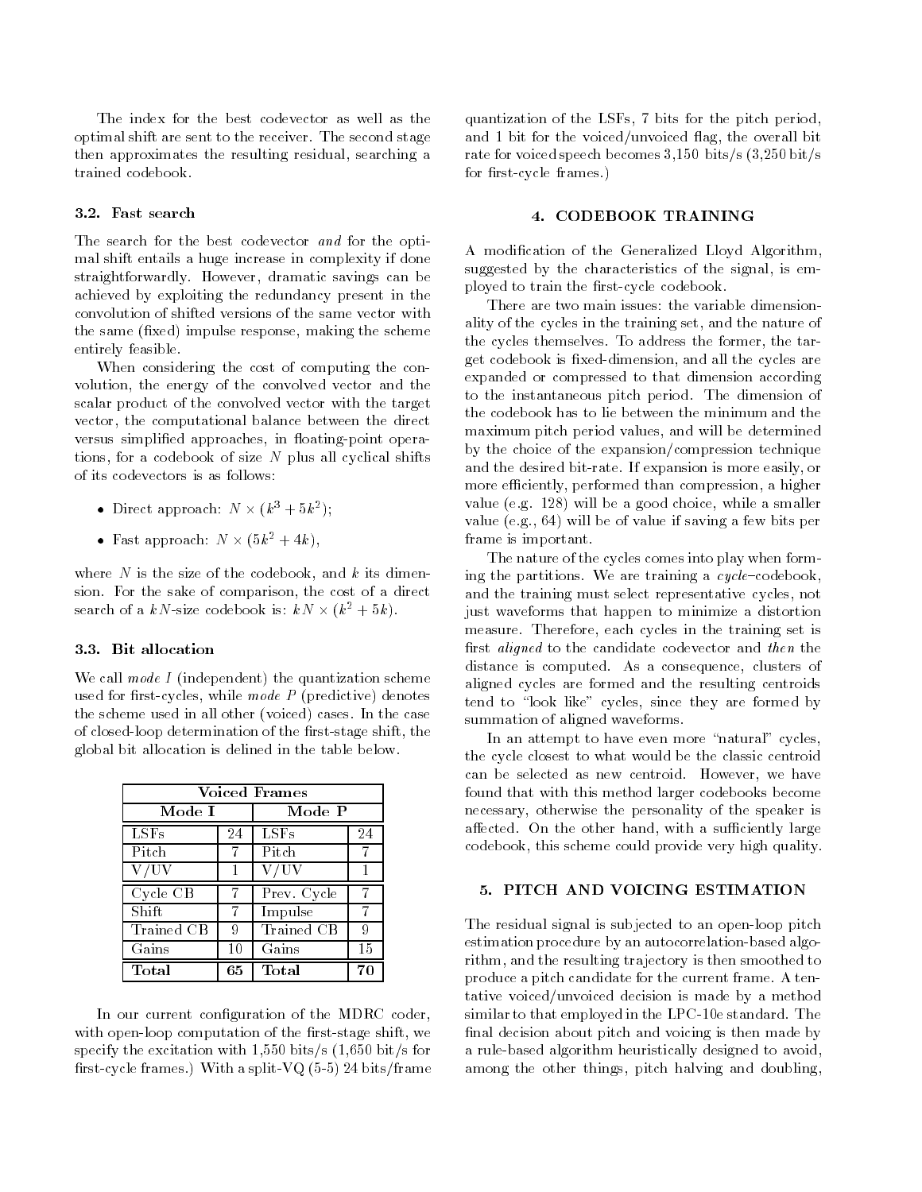The index for the best codevector as well as the optimal shift are sent to the receiver. The second stage then approximates the resulting residual, searching a trained codebook.

### 3.2. Fast search

The search for the best codevector *and* for the optimal shift entails a huge increase in complexity if done straightforwardly. However, dramatic savings can be achieved by exploiting the redundancy present in the convolution of shifted versions of the same vector with the same (fixed) impulse response, making the scheme entirely feasible.

When considering the cost of computing the convolution, the energy of the convolved vector and the scalar product of the convolved vector with the target vector, the computational balance between the direct versus simplified approaches, in floating-point operations, for a codebook of size $N$ plus all cyclical shifts of its codevectors is as follows:

- Direct approach: $N \times (k^3 + 5k^2)$;
- Fast approach: $N \times (5k^2 + 4k)$,

where $N$ is the size of the codebook, and $k$ its dimension. For the sake of comparison, the cost of a direct search of a $kN$-size codebook is: $kN \times (k^2 + 5k)$.

### 3.3. Bit allocation

We call *mode I* (independent) the quantization scheme used for first-cycles, while *mode P* (predictive) denotes the scheme used in all other (voiced) cases. In the case of closed-loop determination of the first-stage shift, the global bit allocation is delined in the table below.

| **Voiced Frames** | | | |
|---|---|---|---|
| **Mode I** | | **Mode P** | |
| LSFs | 24 | LSFs | 24 |
| Pitch | 7 | Pitch | 7 |
| V/UV | 1 | V/UV | 1 |
| Cycle CB | 7 | Prev. Cycle | 7 |
| Shift | 7 | Impulse | 7 |
| Trained CB | 9 | Trained CB | 9 |
| Gains | 10 | Gains | 15 |
| **Total** | **65** | **Total** | **70** |

In our current configuration of the MDRC coder, with open-loop computation of the first-stage shift, we specify the excitation with 1,550 bits/s (1,650 bit/s for first-cycle frames.) With a split-VQ (5-5) 24 bits/frame quantization of the LSFs, 7 bits for the pitch period, and 1 bit for the voiced/unvoiced flag, the overall bit rate for voiced speech becomes 3,150 bits/s (3,250 bit/s for first-cycle frames.)

## 4. CODEBOOK TRAINING

A modification of the Generalized Lloyd Algorithm, suggested by the characteristics of the signal, is employed to train the first-cycle codebook.

There are two main issues: the variable dimensionality of the cycles in the training set, and the nature of the cycles themselves. To address the former, the target codebook is fixed-dimension, and all the cycles are expanded or compressed to that dimension according to the instantaneous pitch period. The dimension of the codebook has to lie between the minimum and the maximum pitch period values, and will be determined by the choice of the expansion/compression technique and the desired bit-rate. If expansion is more easily, or more efficiently, performed than compression, a higher value (e.g. 128) will be a good choice, while a smaller value (e.g., 64) will be of value if saving a few bits per frame is important.

The nature of the cycles comes into play when forming the partitions. We are training a *cycle*–codebook, and the training must select representative cycles, not just waveforms that happen to minimize a distortion measure. Therefore, each cycles in the training set is first *aligned* to the candidate codevector and *then* the distance is computed. As a consequence, clusters of aligned cycles are formed and the resulting centroids tend to "look like" cycles, since they are formed by summation of aligned waveforms.

In an attempt to have even more "natural" cycles, the cycle closest to what would be the classic centroid can be selected as new centroid. However, we have found that with this method larger codebooks become necessary, otherwise the personality of the speaker is affected. On the other hand, with a sufficiently large codebook, this scheme could provide very high quality.

## 5. PITCH AND VOICING ESTIMATION

The residual signal is subjected to an open-loop pitch estimation procedure by an autocorrelation-based algorithm, and the resulting trajectory is then smoothed to produce a pitch candidate for the current frame. A tentative voiced/unvoiced decision is made by a method similar to that employed in the LPC-10e standard. The final decision about pitch and voicing is then made by a rule-based algorithm heuristically designed to avoid, among the other things, pitch halving and doubling,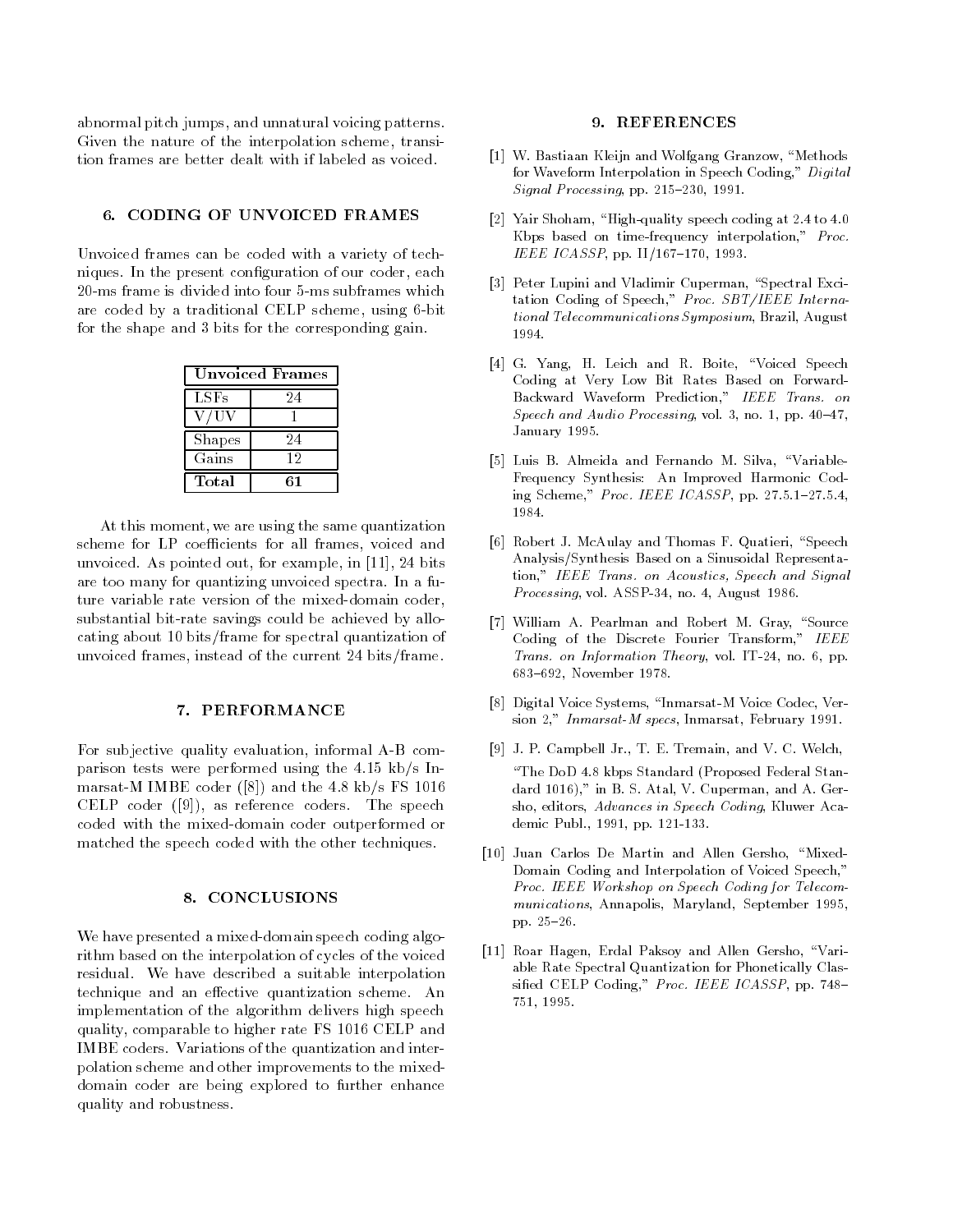abnormal pitch jumps, and unnatural voicing patterns. Given the nature of the interpolation scheme, transition frames are better dealt with if labeled as voiced.

## 6. CODING OF UNVOICED FRAMES

Unvoiced frames can be coded with a variety of techniques. In the present configuration of our coder, each 20-ms frame is divided into four 5-ms subframes which are coded by a traditional CELP scheme, using 6-bit for the shape and 3 bits for the corresponding gain.

| **Unvoiced Frames** | |
|---|---|
| LSFs | 24 |
| V/UV | 1 |
| Shapes | 24 |
| Gains | 12 |
| **Total** | **61** |

At this moment, we are using the same quantization scheme for LP coefficients for all frames, voiced and unvoiced. As pointed out, for example, in [11], 24 bits are too many for quantizing unvoiced spectra. In a future variable rate version of the mixed-domain coder, substantial bit-rate savings could be achieved by allocating about 10 bits/frame for spectral quantization of unvoiced frames, instead of the current 24 bits/frame.

## 7. PERFORMANCE

For subjective quality evaluation, informal A-B comparison tests were performed using the 4.15 kb/s Inmarsat-M IMBE coder ([8]) and the 4.8 kb/s FS 1016 CELP coder ([9]), as reference coders. The speech coded with the mixed-domain coder outperformed or matched the speech coded with the other techniques.

## 8. CONCLUSIONS

We have presented a mixed-domain speech coding algorithm based on the interpolation of cycles of the voiced residual. We have described a suitable interpolation technique and an effective quantization scheme. An implementation of the algorithm delivers high speech quality, comparable to higher rate FS 1016 CELP and IMBE coders. Variations of the quantization and interpolation scheme and other improvements to the mixed-domain coder are being explored to further enhance quality and robustness.

## 9. REFERENCES

[1] W. Bastiaan Kleijn and Wolfgang Granzow, "Methods for Waveform Interpolation in Speech Coding," *Digital Signal Processing*, pp. 215–230, 1991.

[2] Yair Shoham, "High-quality speech coding at 2.4 to 4.0 Kbps based on time-frequency interpolation," *Proc. IEEE ICASSP*, pp. II/167–170, 1993.

[3] Peter Lupini and Vladimir Cuperman, "Spectral Excitation Coding of Speech," *Proc. SBT/IEEE International Telecommunications Symposium*, Brazil, August 1994.

[4] G. Yang, H. Leich and R. Boite, "Voiced Speech Coding at Very Low Bit Rates Based on Forward-Backward Waveform Prediction," *IEEE Trans. on Speech and Audio Processing*, vol. 3, no. 1, pp. 40–47, January 1995.

[5] Luis B. Almeida and Fernando M. Silva, "Variable-Frequency Synthesis: An Improved Harmonic Coding Scheme," *Proc. IEEE ICASSP*, pp. 27.5.1–27.5.4, 1984.

[6] Robert J. McAulay and Thomas F. Quatieri, "Speech Analysis/Synthesis Based on a Sinusoidal Representation," *IEEE Trans. on Acoustics, Speech and Signal Processing*, vol. ASSP-34, no. 4, August 1986.

[7] William A. Pearlman and Robert M. Gray, "Source Coding of the Discrete Fourier Transform," *IEEE Trans. on Information Theory*, vol. IT-24, no. 6, pp. 683–692, November 1978.

[8] Digital Voice Systems, "Inmarsat-M Voice Codec, Version 2," *Inmarsat-M specs*, Inmarsat, February 1991.

[9] J. P. Campbell Jr., T. E. Tremain, and V. C. Welch, "The DoD 4.8 kbps Standard (Proposed Federal Standard 1016)," in B. S. Atal, V. Cuperman, and A. Gersho, editors, *Advances in Speech Coding*, Kluwer Academic Publ., 1991, pp. 121-133.

[10] Juan Carlos De Martin and Allen Gersho, "Mixed-Domain Coding and Interpolation of Voiced Speech," *Proc. IEEE Workshop on Speech Coding for Telecommunications*, Annapolis, Maryland, September 1995, pp. 25–26.

[11] Roar Hagen, Erdal Paksoy and Allen Gersho, "Variable Rate Spectral Quantization for Phonetically Classified CELP Coding," *Proc. IEEE ICASSP*, pp. 748–751, 1995.